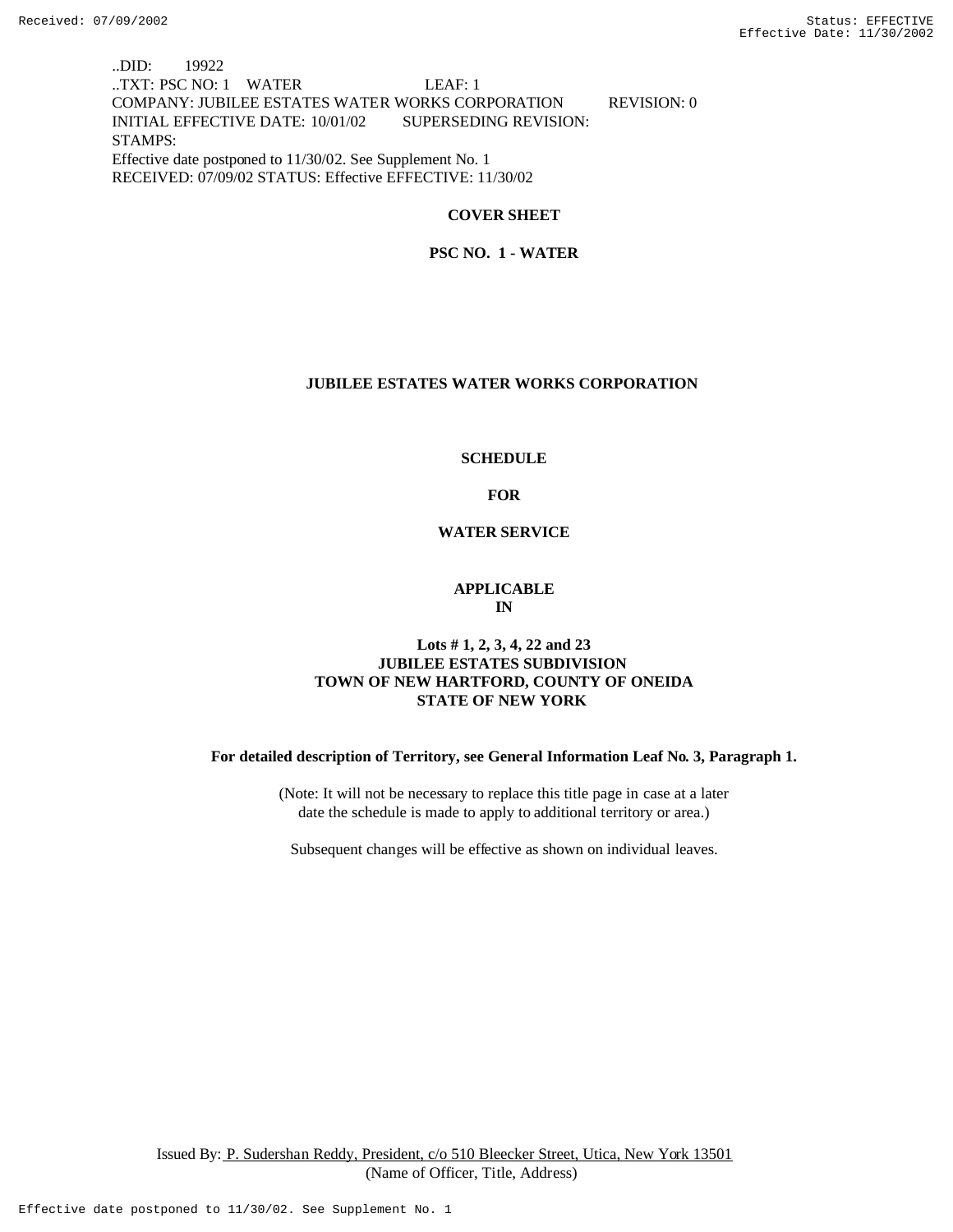..DID: 19922
..TXT: PSC NO: 1 WATER LEAF: 1
COMPANY: JUBILEE ESTATES WATER WORKS CORPORATION REVISION: 0
INITIAL EFFECTIVE DATE: 10/01/02 SUPERSEDING REVISION:
STAMPS:
Effective date postponed to 11/30/02. See Supplement No. 1
RECEIVED: 07/09/02 STATUS: Effective EFFECTIVE: 11/30/02

**COVER SHEET**

**PSC NO. 1 - WATER**

**JUBILEE ESTATES WATER WORKS CORPORATION**

**SCHEDULE**

**FOR**

**WATER SERVICE**

**APPLICABLE**
**IN**

**Lots # 1, 2, 3, 4, 22 and 23**
**JUBILEE ESTATES SUBDIVISION**
**TOWN OF NEW HARTFORD, COUNTY OF ONEIDA**
**STATE OF NEW YORK**

**For detailed description of Territory, see General Information Leaf No. 3, Paragraph 1.**

(Note: It will not be necessary to replace this title page in case at a later date the schedule is made to apply to additional territory or area.)

Subsequent changes will be effective as shown on individual leaves.

Issued By: P. Sudershan Reddy, President, c/o 510 Bleecker Street, Utica, New York 13501
(Name of Officer, Title, Address)

Effective date postponed to 11/30/02. See Supplement No. 1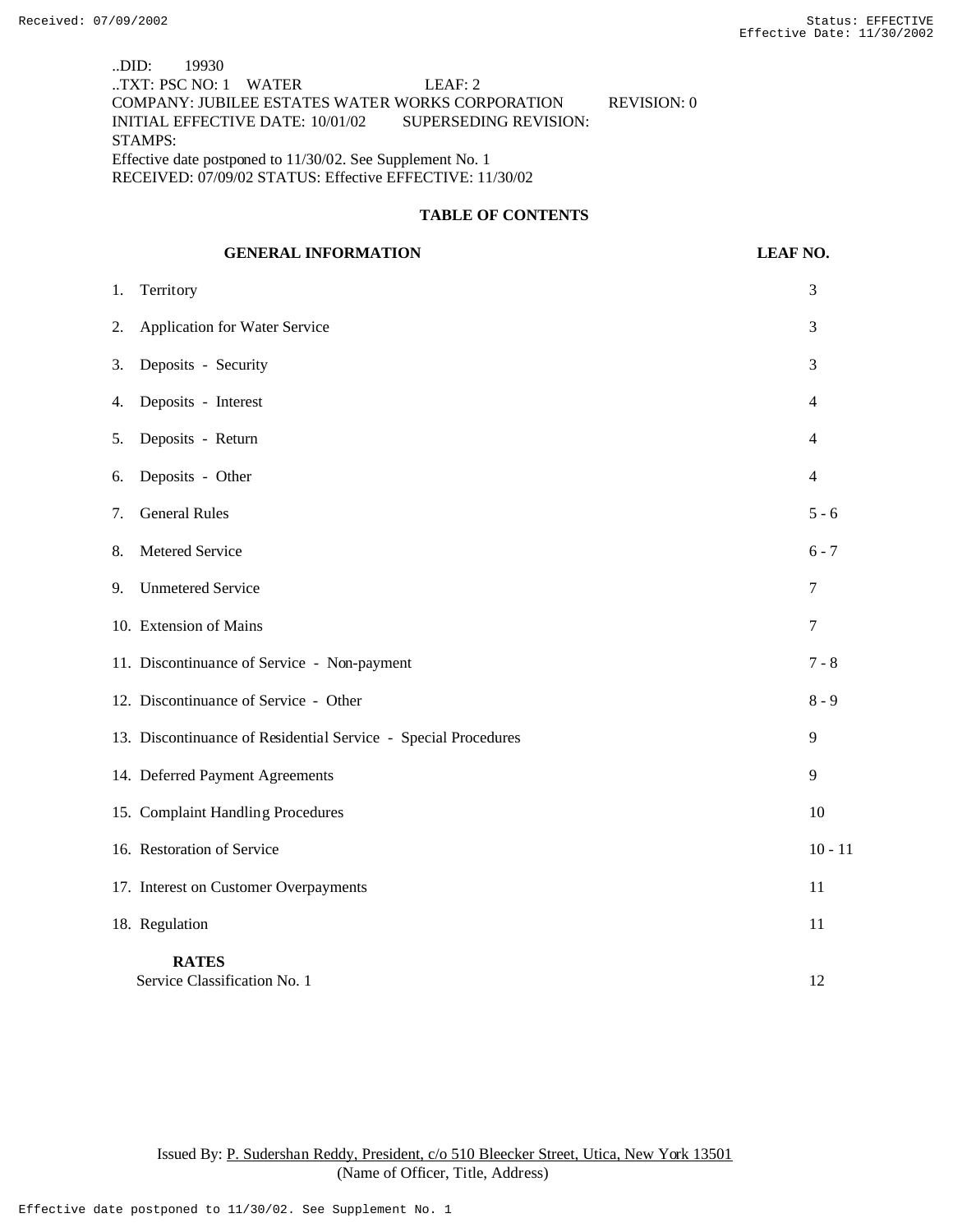..DID: 19930
..TXT: PSC NO: 1 WATER LEAF: 2
COMPANY: JUBILEE ESTATES WATER WORKS CORPORATION REVISION: 0
INITIAL EFFECTIVE DATE: 10/01/02 SUPERSEDING REVISION:
STAMPS:
Effective date postponed to 11/30/02. See Supplement No. 1
RECEIVED: 07/09/02 STATUS: Effective EFFECTIVE: 11/30/02

## TABLE OF CONTENTS

| GENERAL INFORMATION | LEAF NO. |
|---|---|
| 1. Territory | 3 |
| 2. Application for Water Service | 3 |
| 3. Deposits - Security | 3 |
| 4. Deposits - Interest | 4 |
| 5. Deposits - Return | 4 |
| 6. Deposits - Other | 4 |
| 7. General Rules | 5 - 6 |
| 8. Metered Service | 6 - 7 |
| 9. Unmetered Service | 7 |
| 10. Extension of Mains | 7 |
| 11. Discontinuance of Service - Non-payment | 7 - 8 |
| 12. Discontinuance of Service - Other | 8 - 9 |
| 13. Discontinuance of Residential Service - Special Procedures | 9 |
| 14. Deferred Payment Agreements | 9 |
| 15. Complaint Handling Procedures | 10 |
| 16. Restoration of Service | 10 - 11 |
| 17. Interest on Customer Overpayments | 11 |
| 18. Regulation | 11 |
| **RATES** | |
| Service Classification No. 1 | 12 |

Issued By: P. Sudershan Reddy, President, c/o 510 Bleecker Street, Utica, New York 13501
(Name of Officer, Title, Address)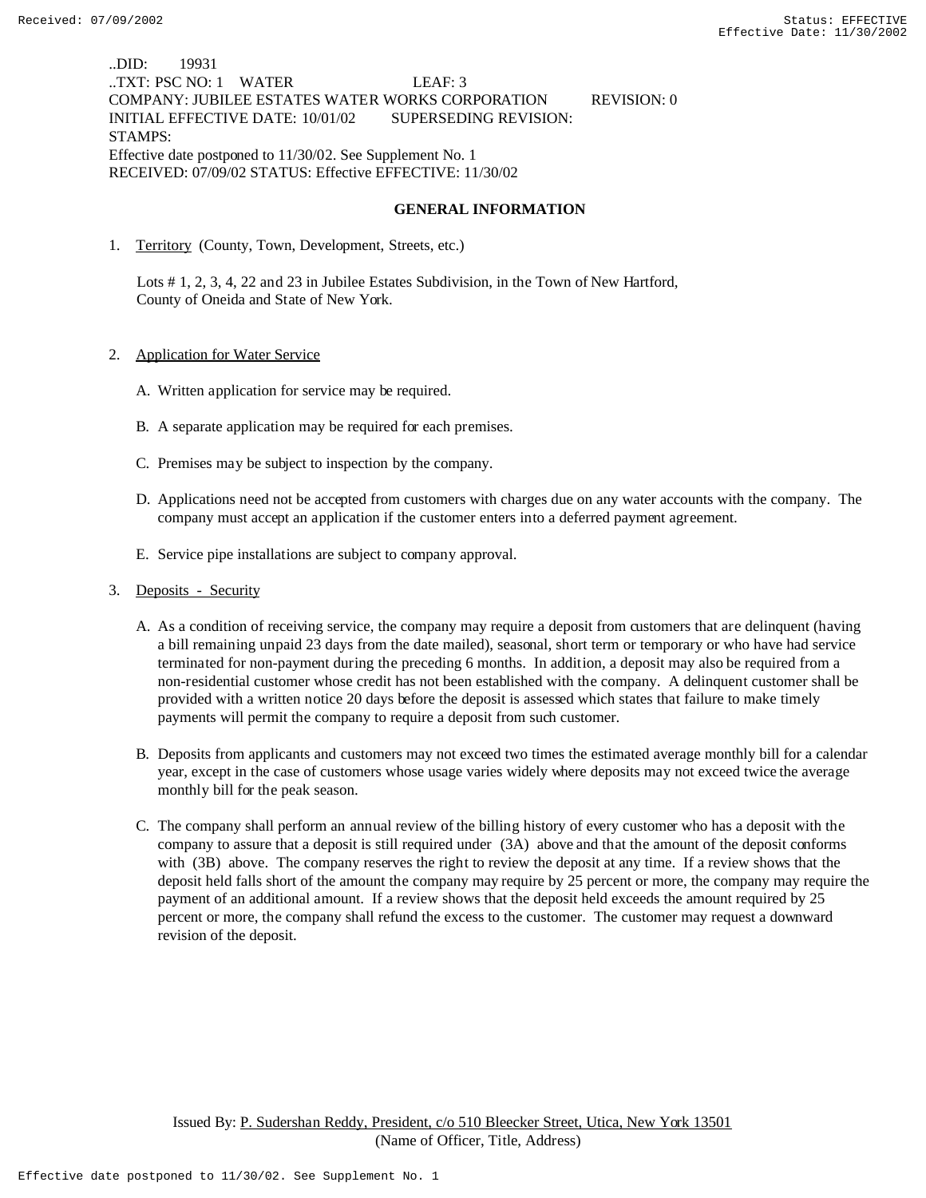..DID: 19931
..TXT: PSC NO: 1 WATER LEAF: 3
COMPANY: JUBILEE ESTATES WATER WORKS CORPORATION REVISION: 0
INITIAL EFFECTIVE DATE: 10/01/02 SUPERSEDING REVISION:
STAMPS:
Effective date postponed to 11/30/02. See Supplement No. 1
RECEIVED: 07/09/02 STATUS: Effective EFFECTIVE: 11/30/02

## GENERAL INFORMATION

1. Territory (County, Town, Development, Streets, etc.)

   Lots # 1, 2, 3, 4, 22 and 23 in Jubilee Estates Subdivision, in the Town of New Hartford, County of Oneida and State of New York.

2. Application for Water Service

   A. Written application for service may be required.

   B. A separate application may be required for each premises.

   C. Premises may be subject to inspection by the company.

   D. Applications need not be accepted from customers with charges due on any water accounts with the company. The company must accept an application if the customer enters into a deferred payment agreement.

   E. Service pipe installations are subject to company approval.

3. Deposits - Security

   A. As a condition of receiving service, the company may require a deposit from customers that are delinquent (having a bill remaining unpaid 23 days from the date mailed), seasonal, short term or temporary or who have had service terminated for non-payment during the preceding 6 months. In addition, a deposit may also be required from a non-residential customer whose credit has not been established with the company. A delinquent customer shall be provided with a written notice 20 days before the deposit is assessed which states that failure to make timely payments will permit the company to require a deposit from such customer.

   B. Deposits from applicants and customers may not exceed two times the estimated average monthly bill for a calendar year, except in the case of customers whose usage varies widely where deposits may not exceed twice the average monthly bill for the peak season.

   C. The company shall perform an annual review of the billing history of every customer who has a deposit with the company to assure that a deposit is still required under (3A) above and that the amount of the deposit conforms with (3B) above. The company reserves the right to review the deposit at any time. If a review shows that the deposit held falls short of the amount the company may require by 25 percent or more, the company may require the payment of an additional amount. If a review shows that the deposit held exceeds the amount required by 25 percent or more, the company shall refund the excess to the customer. The customer may request a downward revision of the deposit.

Issued By: P. Sudershan Reddy, President, c/o 510 Bleecker Street, Utica, New York 13501
(Name of Officer, Title, Address)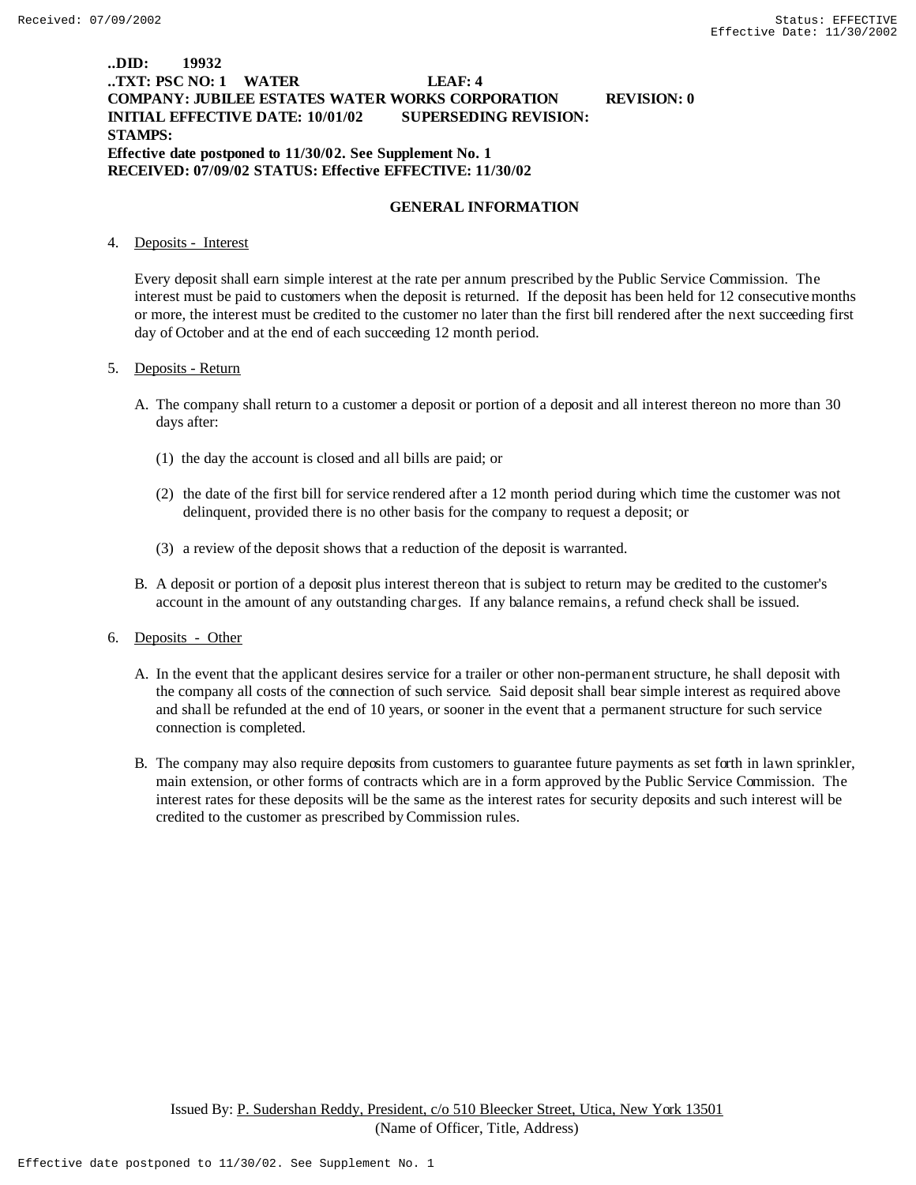**..DID: 19932**
**..TXT: PSC NO: 1 WATER LEAF: 4**
**COMPANY: JUBILEE ESTATES WATER WORKS CORPORATION REVISION: 0**
**INITIAL EFFECTIVE DATE: 10/01/02 SUPERSEDING REVISION:**
**STAMPS:**
**Effective date postponed to 11/30/02. See Supplement No. 1**
**RECEIVED: 07/09/02 STATUS: Effective EFFECTIVE: 11/30/02**

## GENERAL INFORMATION

4. Deposits - Interest

   Every deposit shall earn simple interest at the rate per annum prescribed by the Public Service Commission. The interest must be paid to customers when the deposit is returned. If the deposit has been held for 12 consecutive months or more, the interest must be credited to the customer no later than the first bill rendered after the next succeeding first day of October and at the end of each succeeding 12 month period.

5. Deposits - Return

   A. The company shall return to a customer a deposit or portion of a deposit and all interest thereon no more than 30 days after:

      (1) the day the account is closed and all bills are paid; or

      (2) the date of the first bill for service rendered after a 12 month period during which time the customer was not delinquent, provided there is no other basis for the company to request a deposit; or

      (3) a review of the deposit shows that a reduction of the deposit is warranted.

   B. A deposit or portion of a deposit plus interest thereon that is subject to return may be credited to the customer's account in the amount of any outstanding charges. If any balance remains, a refund check shall be issued.

6. Deposits - Other

   A. In the event that the applicant desires service for a trailer or other non-permanent structure, he shall deposit with the company all costs of the connection of such service. Said deposit shall bear simple interest as required above and shall be refunded at the end of 10 years, or sooner in the event that a permanent structure for such service connection is completed.

   B. The company may also require deposits from customers to guarantee future payments as set forth in lawn sprinkler, main extension, or other forms of contracts which are in a form approved by the Public Service Commission. The interest rates for these deposits will be the same as the interest rates for security deposits and such interest will be credited to the customer as prescribed by Commission rules.

Issued By: P. Sudershan Reddy, President, c/o 510 Bleecker Street, Utica, New York 13501
(Name of Officer, Title, Address)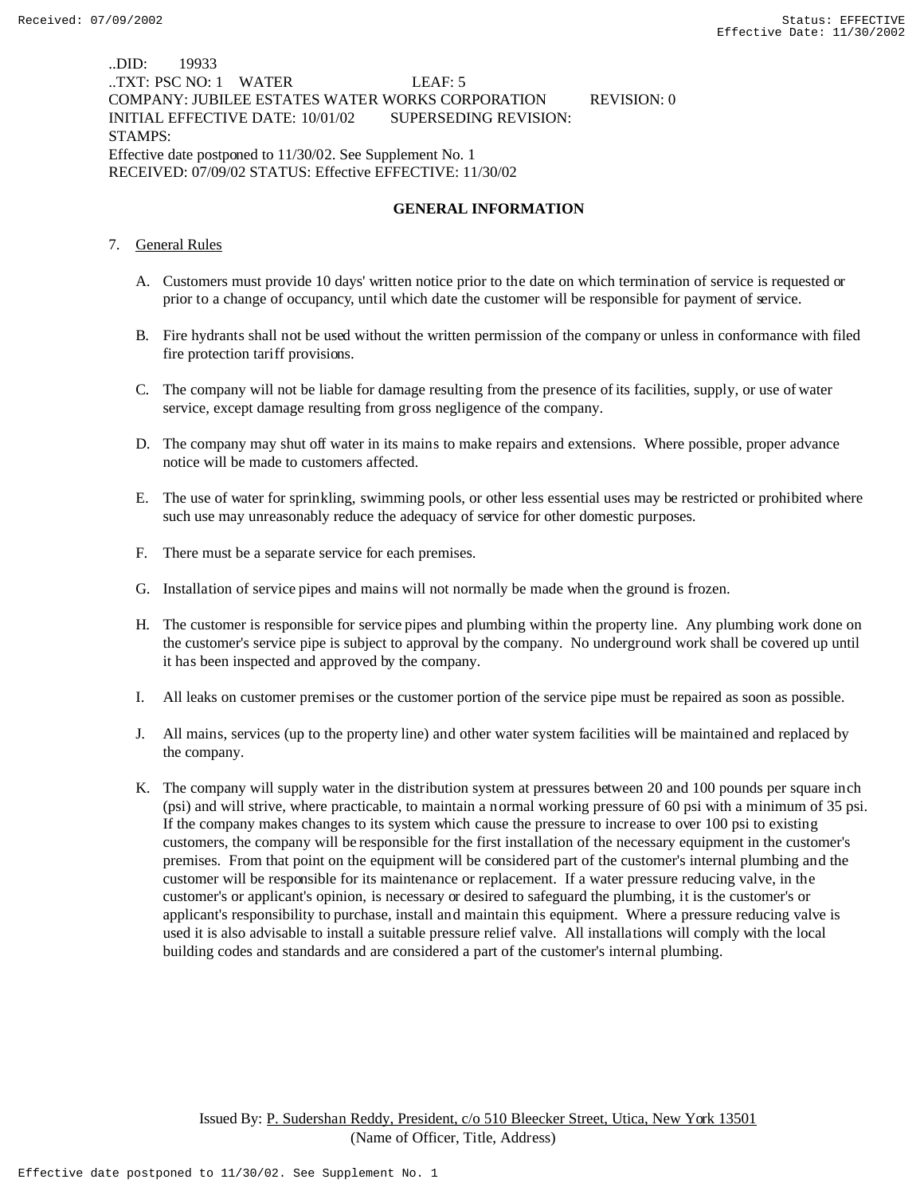..DID: 19933
..TXT: PSC NO: 1 WATER LEAF: 5
COMPANY: JUBILEE ESTATES WATER WORKS CORPORATION REVISION: 0
INITIAL EFFECTIVE DATE: 10/01/02 SUPERSEDING REVISION:
STAMPS:
Effective date postponed to 11/30/02. See Supplement No. 1
RECEIVED: 07/09/02 STATUS: Effective EFFECTIVE: 11/30/02

## GENERAL INFORMATION

7. General Rules

   A. Customers must provide 10 days' written notice prior to the date on which termination of service is requested or prior to a change of occupancy, until which date the customer will be responsible for payment of service.

   B. Fire hydrants shall not be used without the written permission of the company or unless in conformance with filed fire protection tariff provisions.

   C. The company will not be liable for damage resulting from the presence of its facilities, supply, or use of water service, except damage resulting from gross negligence of the company.

   D. The company may shut off water in its mains to make repairs and extensions. Where possible, proper advance notice will be made to customers affected.

   E. The use of water for sprinkling, swimming pools, or other less essential uses may be restricted or prohibited where such use may unreasonably reduce the adequacy of service for other domestic purposes.

   F. There must be a separate service for each premises.

   G. Installation of service pipes and mains will not normally be made when the ground is frozen.

   H. The customer is responsible for service pipes and plumbing within the property line. Any plumbing work done on the customer's service pipe is subject to approval by the company. No underground work shall be covered up until it has been inspected and approved by the company.

   I. All leaks on customer premises or the customer portion of the service pipe must be repaired as soon as possible.

   J. All mains, services (up to the property line) and other water system facilities will be maintained and replaced by the company.

   K. The company will supply water in the distribution system at pressures between 20 and 100 pounds per square inch (psi) and will strive, where practicable, to maintain a normal working pressure of 60 psi with a minimum of 35 psi. If the company makes changes to its system which cause the pressure to increase to over 100 psi to existing customers, the company will be responsible for the first installation of the necessary equipment in the customer's premises. From that point on the equipment will be considered part of the customer's internal plumbing and the customer will be responsible for its maintenance or replacement. If a water pressure reducing valve, in the customer's or applicant's opinion, is necessary or desired to safeguard the plumbing, it is the customer's or applicant's responsibility to purchase, install and maintain this equipment. Where a pressure reducing valve is used it is also advisable to install a suitable pressure relief valve. All installations will comply with the local building codes and standards and are considered a part of the customer's internal plumbing.

Issued By: P. Sudershan Reddy, President, c/o 510 Bleecker Street, Utica, New York 13501
(Name of Officer, Title, Address)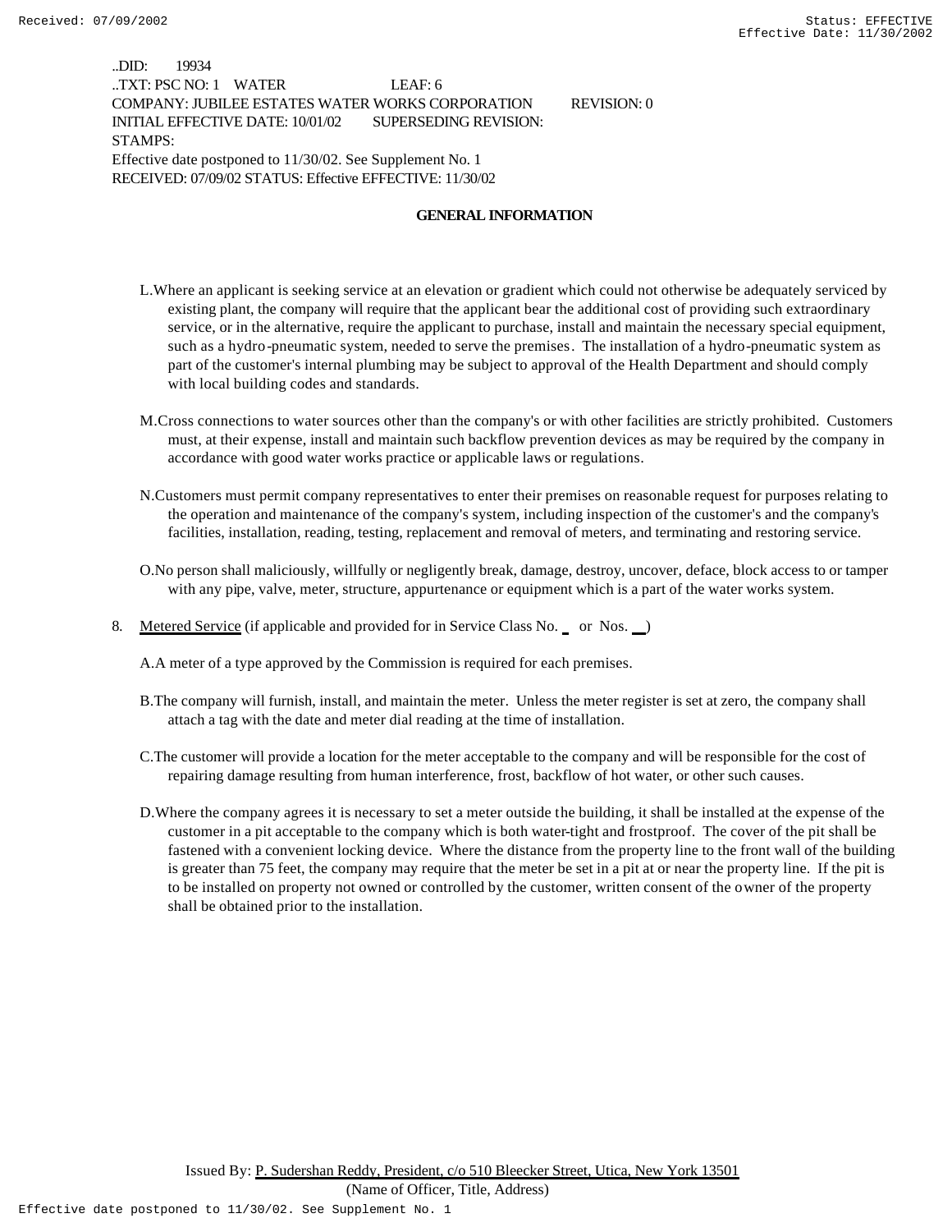..DID: 19934
..TXT: PSC NO: 1 WATER LEAF: 6
COMPANY: JUBILEE ESTATES WATER WORKS CORPORATION REVISION: 0
INITIAL EFFECTIVE DATE: 10/01/02 SUPERSEDING REVISION:
STAMPS:
Effective date postponed to 11/30/02. See Supplement No. 1
RECEIVED: 07/09/02 STATUS: Effective EFFECTIVE: 11/30/02

## GENERAL INFORMATION

L. Where an applicant is seeking service at an elevation or gradient which could not otherwise be adequately serviced by existing plant, the company will require that the applicant bear the additional cost of providing such extraordinary service, or in the alternative, require the applicant to purchase, install and maintain the necessary special equipment, such as a hydro-pneumatic system, needed to serve the premises. The installation of a hydro-pneumatic system as part of the customer's internal plumbing may be subject to approval of the Health Department and should comply with local building codes and standards.

M. Cross connections to water sources other than the company's or with other facilities are strictly prohibited. Customers must, at their expense, install and maintain such backflow prevention devices as may be required by the company in accordance with good water works practice or applicable laws or regulations.

N. Customers must permit company representatives to enter their premises on reasonable request for purposes relating to the operation and maintenance of the company's system, including inspection of the customer's and the company's facilities, installation, reading, testing, replacement and removal of meters, and terminating and restoring service.

O. No person shall maliciously, willfully or negligently break, damage, destroy, uncover, deface, block access to or tamper with any pipe, valve, meter, structure, appurtenance or equipment which is a part of the water works system.

8. Metered Service (if applicable and provided for in Service Class No. _ or Nos. __)

A. A meter of a type approved by the Commission is required for each premises.

B. The company will furnish, install, and maintain the meter. Unless the meter register is set at zero, the company shall attach a tag with the date and meter dial reading at the time of installation.

C. The customer will provide a location for the meter acceptable to the company and will be responsible for the cost of repairing damage resulting from human interference, frost, backflow of hot water, or other such causes.

D. Where the company agrees it is necessary to set a meter outside the building, it shall be installed at the expense of the customer in a pit acceptable to the company which is both water-tight and frostproof. The cover of the pit shall be fastened with a convenient locking device. Where the distance from the property line to the front wall of the building is greater than 75 feet, the company may require that the meter be set in a pit at or near the property line. If the pit is to be installed on property not owned or controlled by the customer, written consent of the owner of the property shall be obtained prior to the installation.

Issued By: P. Sudershan Reddy, President, c/o 510 Bleecker Street, Utica, New York 13501
(Name of Officer, Title, Address)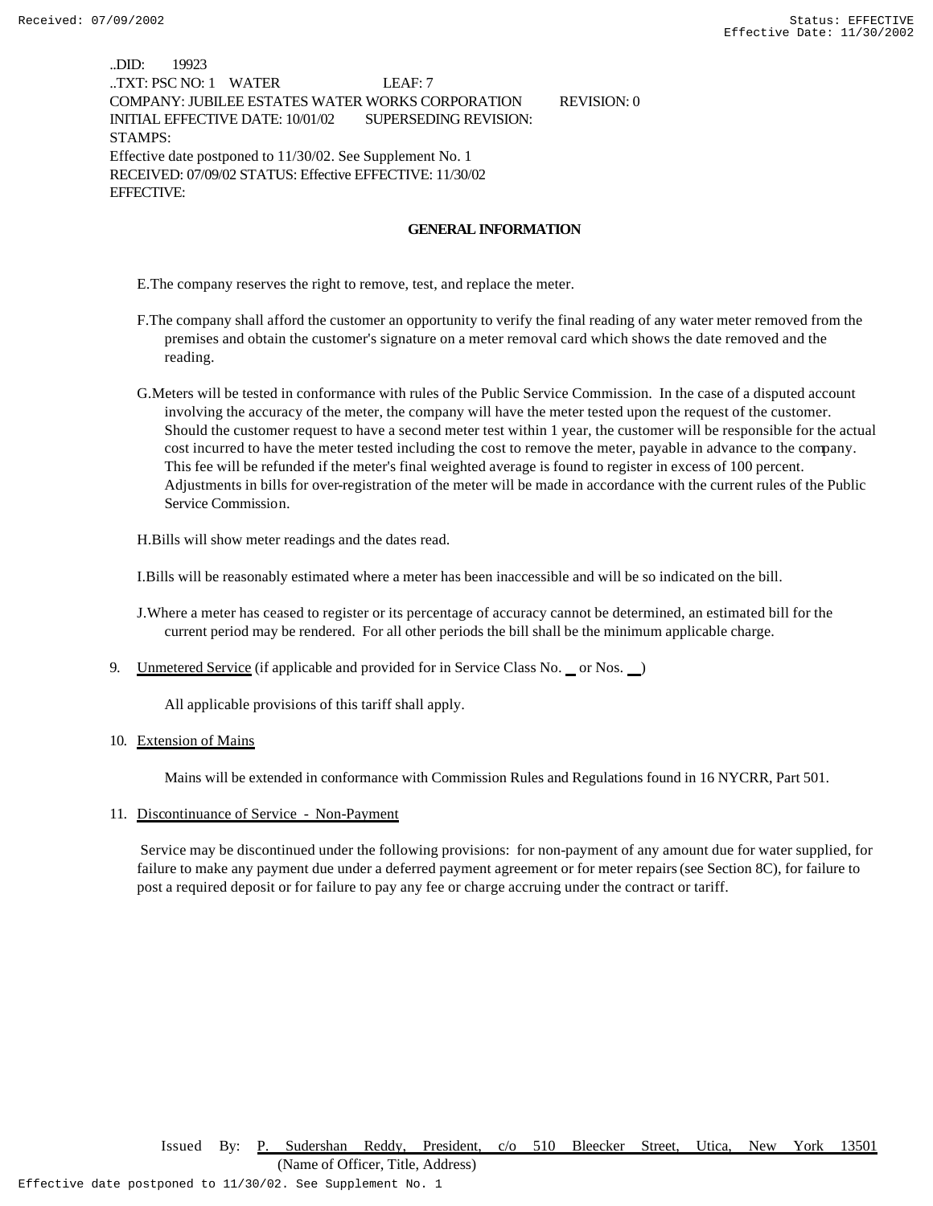..DID: 19923
..TXT: PSC NO: 1 WATER LEAF: 7
COMPANY: JUBILEE ESTATES WATER WORKS CORPORATION REVISION: 0
INITIAL EFFECTIVE DATE: 10/01/02 SUPERSEDING REVISION:
STAMPS:
Effective date postponed to 11/30/02. See Supplement No. 1
RECEIVED: 07/09/02 STATUS: Effective EFFECTIVE: 11/30/02
EFFECTIVE:

## GENERAL INFORMATION

E. The company reserves the right to remove, test, and replace the meter.

F. The company shall afford the customer an opportunity to verify the final reading of any water meter removed from the premises and obtain the customer's signature on a meter removal card which shows the date removed and the reading.

G. Meters will be tested in conformance with rules of the Public Service Commission. In the case of a disputed account involving the accuracy of the meter, the company will have the meter tested upon the request of the customer. Should the customer request to have a second meter test within 1 year, the customer will be responsible for the actual cost incurred to have the meter tested including the cost to remove the meter, payable in advance to the company. This fee will be refunded if the meter's final weighted average is found to register in excess of 100 percent. Adjustments in bills for over-registration of the meter will be made in accordance with the current rules of the Public Service Commission.

H. Bills will show meter readings and the dates read.

I. Bills will be reasonably estimated where a meter has been inaccessible and will be so indicated on the bill.

J. Where a meter has ceased to register or its percentage of accuracy cannot be determined, an estimated bill for the current period may be rendered. For all other periods the bill shall be the minimum applicable charge.

9. Unmetered Service (if applicable and provided for in Service Class No. __ or Nos. __)

   All applicable provisions of this tariff shall apply.

10. Extension of Mains

    Mains will be extended in conformance with Commission Rules and Regulations found in 16 NYCRR, Part 501.

11. Discontinuance of Service - Non-Payment

    Service may be discontinued under the following provisions: for non-payment of any amount due for water supplied, for failure to make any payment due under a deferred payment agreement or for meter repairs (see Section 8C), for failure to post a required deposit or for failure to pay any fee or charge accruing under the contract or tariff.

Issued By: P. Sudershan Reddy, President, c/o 510 Bleecker Street, Utica, New York 13501
(Name of Officer, Title, Address)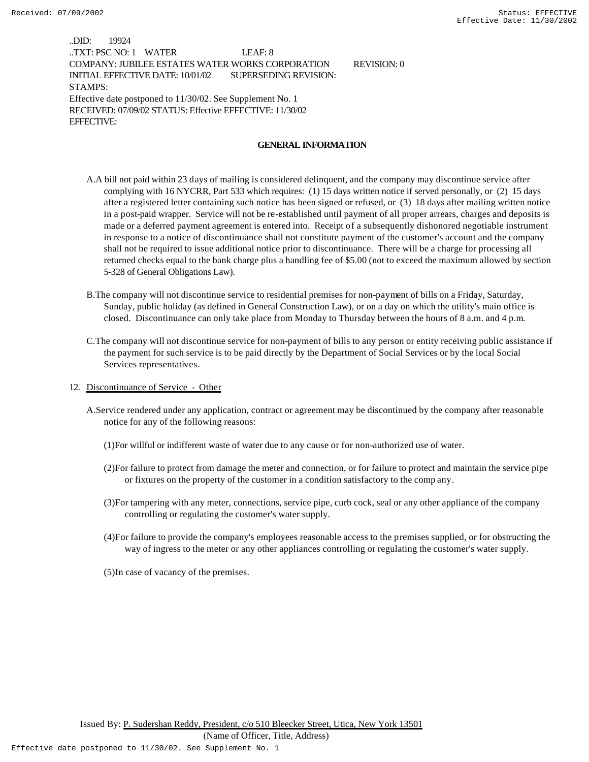..DID: 19924
..TXT: PSC NO: 1 WATER LEAF: 8
COMPANY: JUBILEE ESTATES WATER WORKS CORPORATION REVISION: 0
INITIAL EFFECTIVE DATE: 10/01/02 SUPERSEDING REVISION:
STAMPS:
Effective date postponed to 11/30/02. See Supplement No. 1
RECEIVED: 07/09/02 STATUS: Effective EFFECTIVE: 11/30/02
EFFECTIVE:

## GENERAL INFORMATION

A. A bill not paid within 23 days of mailing is considered delinquent, and the company may discontinue service after complying with 16 NYCRR, Part 533 which requires: (1) 15 days written notice if served personally, or (2) 15 days after a registered letter containing such notice has been signed or refused, or (3) 18 days after mailing written notice in a post-paid wrapper. Service will not be re-established until payment of all proper arrears, charges and deposits is made or a deferred payment agreement is entered into. Receipt of a subsequently dishonored negotiable instrument in response to a notice of discontinuance shall not constitute payment of the customer's account and the company shall not be required to issue additional notice prior to discontinuance. There will be a charge for processing all returned checks equal to the bank charge plus a handling fee of $5.00 (not to exceed the maximum allowed by section 5-328 of General Obligations Law).

B. The company will not discontinue service to residential premises for non-payment of bills on a Friday, Saturday, Sunday, public holiday (as defined in General Construction Law), or on a day on which the utility's main office is closed. Discontinuance can only take place from Monday to Thursday between the hours of 8 a.m. and 4 p.m.

C. The company will not discontinue service for non-payment of bills to any person or entity receiving public assistance if the payment for such service is to be paid directly by the Department of Social Services or by the local Social Services representatives.

12. Discontinuance of Service - Other

A. Service rendered under any application, contract or agreement may be discontinued by the company after reasonable notice for any of the following reasons:

(1) For willful or indifferent waste of water due to any cause or for non-authorized use of water.

(2) For failure to protect from damage the meter and connection, or for failure to protect and maintain the service pipe or fixtures on the property of the customer in a condition satisfactory to the company.

(3) For tampering with any meter, connections, service pipe, curb cock, seal or any other appliance of the company controlling or regulating the customer's water supply.

(4) For failure to provide the company's employees reasonable access to the premises supplied, or for obstructing the way of ingress to the meter or any other appliances controlling or regulating the customer's water supply.

(5) In case of vacancy of the premises.

Issued By: P. Sudershan Reddy, President, c/o 510 Bleecker Street, Utica, New York 13501
(Name of Officer, Title, Address)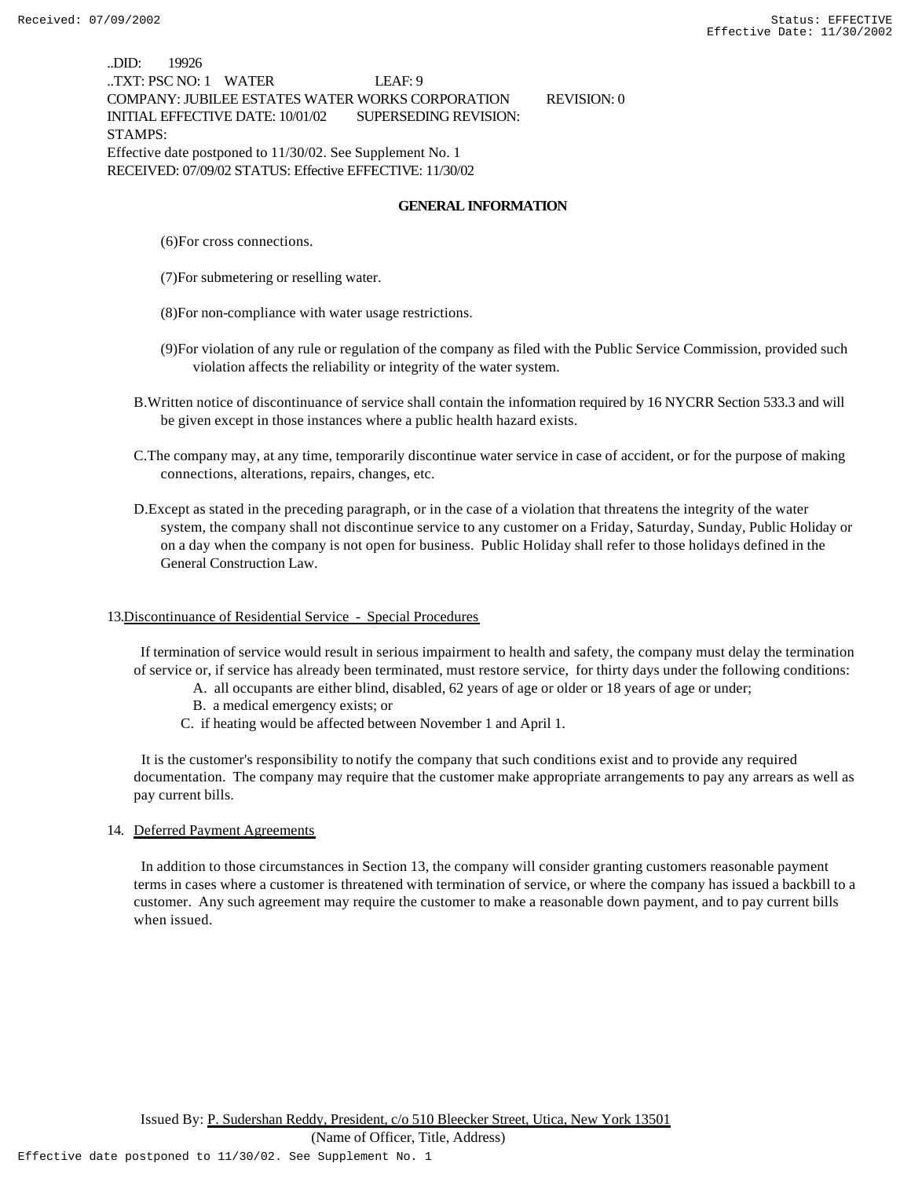..DID: 19926
..TXT: PSC NO: 1 WATER LEAF: 9
COMPANY: JUBILEE ESTATES WATER WORKS CORPORATION REVISION: 0
INITIAL EFFECTIVE DATE: 10/01/02 SUPERSEDING REVISION:
STAMPS:
Effective date postponed to 11/30/02. See Supplement No. 1
RECEIVED: 07/09/02 STATUS: Effective EFFECTIVE: 11/30/02

## GENERAL INFORMATION

(6)For cross connections.

(7)For submetering or reselling water.

(8)For non-compliance with water usage restrictions.

(9)For violation of any rule or regulation of the company as filed with the Public Service Commission, provided such violation affects the reliability or integrity of the water system.

B.Written notice of discontinuance of service shall contain the information required by 16 NYCRR Section 533.3 and will be given except in those instances where a public health hazard exists.

C.The company may, at any time, temporarily discontinue water service in case of accident, or for the purpose of making connections, alterations, repairs, changes, etc.

D.Except as stated in the preceding paragraph, or in the case of a violation that threatens the integrity of the water system, the company shall not discontinue service to any customer on a Friday, Saturday, Sunday, Public Holiday or on a day when the company is not open for business. Public Holiday shall refer to those holidays defined in the General Construction Law.

13.Discontinuance of Residential Service - Special Procedures

If termination of service would result in serious impairment to health and safety, the company must delay the termination of service or, if service has already been terminated, must restore service, for thirty days under the following conditions:

A. all occupants are either blind, disabled, 62 years of age or older or 18 years of age or under;
B. a medical emergency exists; or
C. if heating would be affected between November 1 and April 1.

It is the customer's responsibility to notify the company that such conditions exist and to provide any required documentation. The company may require that the customer make appropriate arrangements to pay any arrears as well as pay current bills.

14. Deferred Payment Agreements

In addition to those circumstances in Section 13, the company will consider granting customers reasonable payment terms in cases where a customer is threatened with termination of service, or where the company has issued a backbill to a customer. Any such agreement may require the customer to make a reasonable down payment, and to pay current bills when issued.

Issued By: P. Sudershan Reddy, President, c/o 510 Bleecker Street, Utica, New York 13501
(Name of Officer, Title, Address)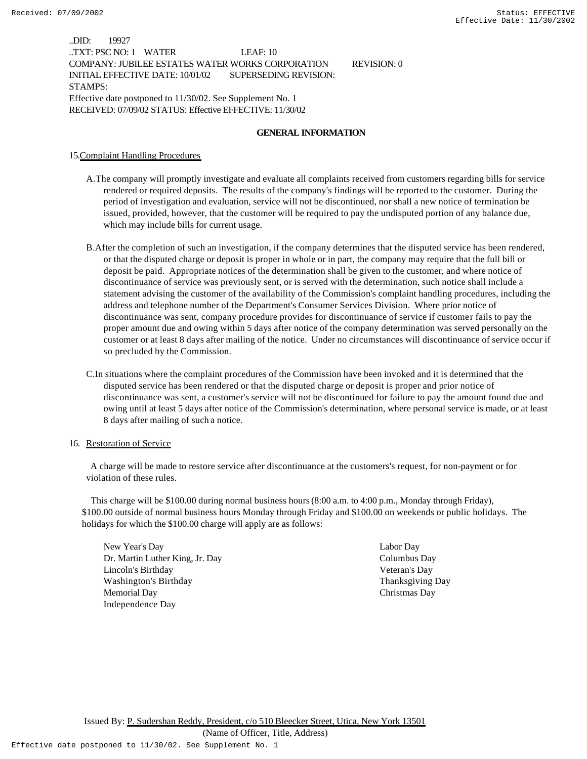..DID: 19927
..TXT: PSC NO: 1 WATER LEAF: 10
COMPANY: JUBILEE ESTATES WATER WORKS CORPORATION REVISION: 0
INITIAL EFFECTIVE DATE: 10/01/02 SUPERSEDING REVISION:
STAMPS:
Effective date postponed to 11/30/02. See Supplement No. 1
RECEIVED: 07/09/02 STATUS: Effective EFFECTIVE: 11/30/02

## GENERAL INFORMATION

15. Complaint Handling Procedures

A. The company will promptly investigate and evaluate all complaints received from customers regarding bills for service rendered or required deposits. The results of the company's findings will be reported to the customer. During the period of investigation and evaluation, service will not be discontinued, nor shall a new notice of termination be issued, provided, however, that the customer will be required to pay the undisputed portion of any balance due, which may include bills for current usage.

B. After the completion of such an investigation, if the company determines that the disputed service has been rendered, or that the disputed charge or deposit is proper in whole or in part, the company may require that the full bill or deposit be paid. Appropriate notices of the determination shall be given to the customer, and where notice of discontinuance of service was previously sent, or is served with the determination, such notice shall include a statement advising the customer of the availability of the Commission's complaint handling procedures, including the address and telephone number of the Department's Consumer Services Division. Where prior notice of discontinuance was sent, company procedure provides for discontinuance of service if customer fails to pay the proper amount due and owing within 5 days after notice of the company determination was served personally on the customer or at least 8 days after mailing of the notice. Under no circumstances will discontinuance of service occur if so precluded by the Commission.

C. In situations where the complaint procedures of the Commission have been invoked and it is determined that the disputed service has been rendered or that the disputed charge or deposit is proper and prior notice of discontinuance was sent, a customer's service will not be discontinued for failure to pay the amount found due and owing until at least 5 days after notice of the Commission's determination, where personal service is made, or at least 8 days after mailing of such a notice.

16. Restoration of Service

A charge will be made to restore service after discontinuance at the customers's request, for non-payment or for violation of these rules.

This charge will be $100.00 during normal business hours (8:00 a.m. to 4:00 p.m., Monday through Friday), $100.00 outside of normal business hours Monday through Friday and $100.00 on weekends or public holidays. The holidays for which the $100.00 charge will apply are as follows:

- New Year's Day
- Dr. Martin Luther King, Jr. Day
- Lincoln's Birthday
- Washington's Birthday
- Memorial Day
- Independence Day
- Labor Day
- Columbus Day
- Veteran's Day
- Thanksgiving Day
- Christmas Day

Issued By: P. Sudershan Reddy, President, c/o 510 Bleecker Street, Utica, New York 13501
(Name of Officer, Title, Address)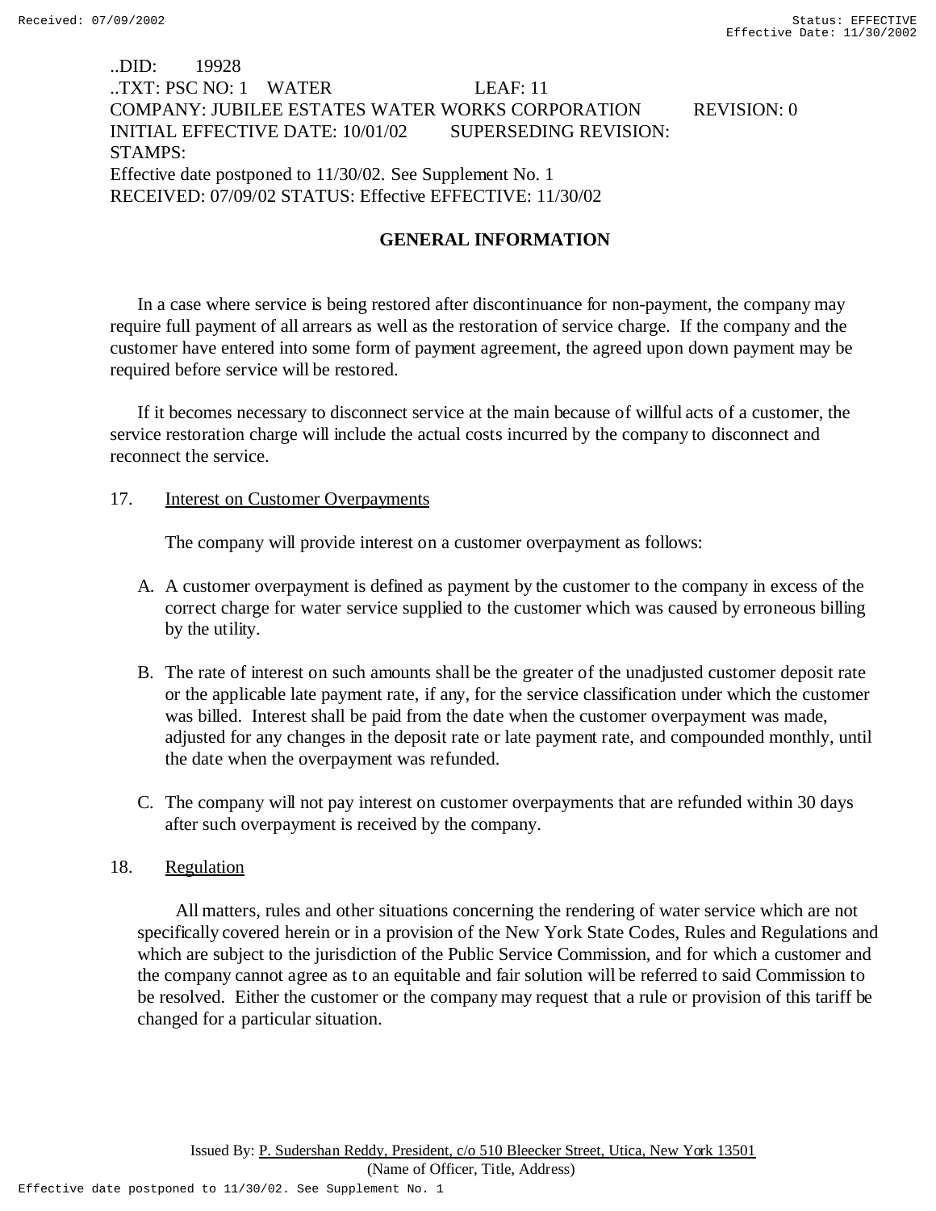..DID: 19928
..TXT: PSC NO: 1 WATER LEAF: 11
COMPANY: JUBILEE ESTATES WATER WORKS CORPORATION REVISION: 0
INITIAL EFFECTIVE DATE: 10/01/02 SUPERSEDING REVISION:
STAMPS:
Effective date postponed to 11/30/02. See Supplement No. 1
RECEIVED: 07/09/02 STATUS: Effective EFFECTIVE: 11/30/02

## GENERAL INFORMATION

In a case where service is being restored after discontinuance for non-payment, the company may require full payment of all arrears as well as the restoration of service charge. If the company and the customer have entered into some form of payment agreement, the agreed upon down payment may be required before service will be restored.

If it becomes necessary to disconnect service at the main because of willful acts of a customer, the service restoration charge will include the actual costs incurred by the company to disconnect and reconnect the service.

17. Interest on Customer Overpayments

The company will provide interest on a customer overpayment as follows:

A. A customer overpayment is defined as payment by the customer to the company in excess of the correct charge for water service supplied to the customer which was caused by erroneous billing by the utility.

B. The rate of interest on such amounts shall be the greater of the unadjusted customer deposit rate or the applicable late payment rate, if any, for the service classification under which the customer was billed. Interest shall be paid from the date when the customer overpayment was made, adjusted for any changes in the deposit rate or late payment rate, and compounded monthly, until the date when the overpayment was refunded.

C. The company will not pay interest on customer overpayments that are refunded within 30 days after such overpayment is received by the company.

18. Regulation

All matters, rules and other situations concerning the rendering of water service which are not specifically covered herein or in a provision of the New York State Codes, Rules and Regulations and which are subject to the jurisdiction of the Public Service Commission, and for which a customer and the company cannot agree as to an equitable and fair solution will be referred to said Commission to be resolved. Either the customer or the company may request that a rule or provision of this tariff be changed for a particular situation.

Issued By: P. Sudershan Reddy, President, c/o 510 Bleecker Street, Utica, New York 13501
(Name of Officer, Title, Address)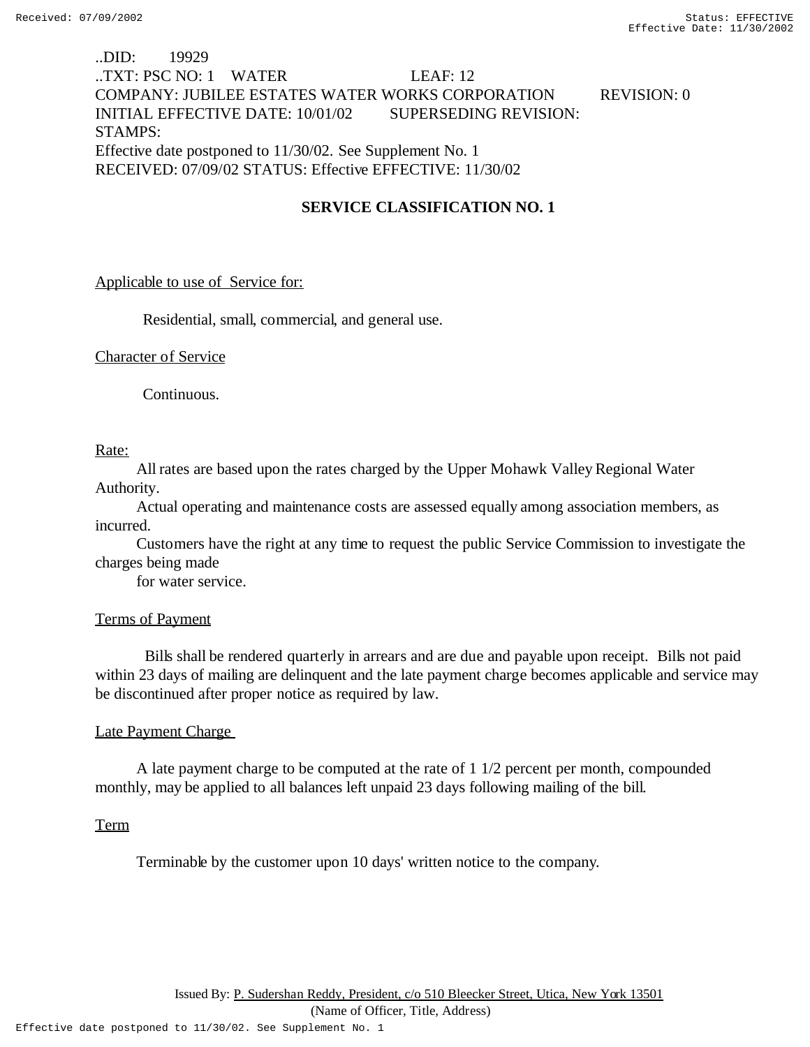..DID: 19929
..TXT: PSC NO: 1 WATER LEAF: 12
COMPANY: JUBILEE ESTATES WATER WORKS CORPORATION REVISION: 0
INITIAL EFFECTIVE DATE: 10/01/02 SUPERSEDING REVISION:
STAMPS:
Effective date postponed to 11/30/02. See Supplement No. 1
RECEIVED: 07/09/02 STATUS: Effective EFFECTIVE: 11/30/02

## SERVICE CLASSIFICATION NO. 1

Applicable to use of Service for:

Residential, small, commercial, and general use.

Character of Service

Continuous.

Rate:

All rates are based upon the rates charged by the Upper Mohawk Valley Regional Water Authority.

Actual operating and maintenance costs are assessed equally among association members, as incurred.

Customers have the right at any time to request the public Service Commission to investigate the charges being made for water service.

Terms of Payment

Bills shall be rendered quarterly in arrears and are due and payable upon receipt. Bills not paid within 23 days of mailing are delinquent and the late payment charge becomes applicable and service may be discontinued after proper notice as required by law.

Late Payment Charge

A late payment charge to be computed at the rate of 1 1/2 percent per month, compounded monthly, may be applied to all balances left unpaid 23 days following mailing of the bill.

Term

Terminable by the customer upon 10 days' written notice to the company.

Issued By: P. Sudershan Reddy, President, c/o 510 Bleecker Street, Utica, New York 13501
(Name of Officer, Title, Address)